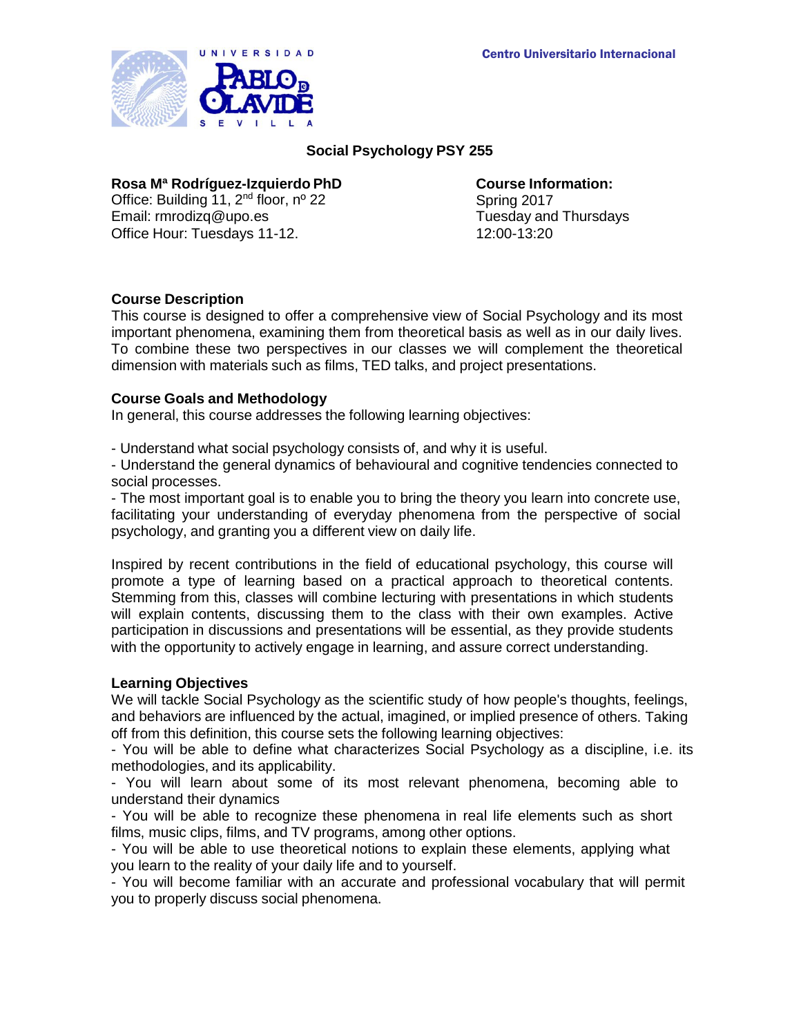Centro Universitario Internacional

# Social Psychology PSY 255

**Rosa Mª Rodríguez-Izquierdo PhD**
Office: Building 11, 2nd floor, nº 22
Email: rmrodizq@upo.es
Office Hour: Tuesdays 11-12.

**Course Information:**
Spring 2017
Tuesday and Thursdays
12:00-13:20

## Course Description

This course is designed to offer a comprehensive view of Social Psychology and its most important phenomena, examining them from theoretical basis as well as in our daily lives. To combine these two perspectives in our classes we will complement the theoretical dimension with materials such as films, TED talks, and project presentations.

## Course Goals and Methodology

In general, this course addresses the following learning objectives:

- Understand what social psychology consists of, and why it is useful.
- Understand the general dynamics of behavioural and cognitive tendencies connected to social processes.
- The most important goal is to enable you to bring the theory you learn into concrete use, facilitating your understanding of everyday phenomena from the perspective of social psychology, and granting you a different view on daily life.

Inspired by recent contributions in the field of educational psychology, this course will promote a type of learning based on a practical approach to theoretical contents. Stemming from this, classes will combine lecturing with presentations in which students will explain contents, discussing them to the class with their own examples. Active participation in discussions and presentations will be essential, as they provide students with the opportunity to actively engage in learning, and assure correct understanding.

## Learning Objectives

We will tackle Social Psychology as the scientific study of how people's thoughts, feelings, and behaviors are influenced by the actual, imagined, or implied presence of others. Taking off from this definition, this course sets the following learning objectives:

- You will be able to define what characterizes Social Psychology as a discipline, i.e. its methodologies, and its applicability.
- You will learn about some of its most relevant phenomena, becoming able to understand their dynamics
- You will be able to recognize these phenomena in real life elements such as short films, music clips, films, and TV programs, among other options.
- You will be able to use theoretical notions to explain these elements, applying what you learn to the reality of your daily life and to yourself.
- You will become familiar with an accurate and professional vocabulary that will permit you to properly discuss social phenomena.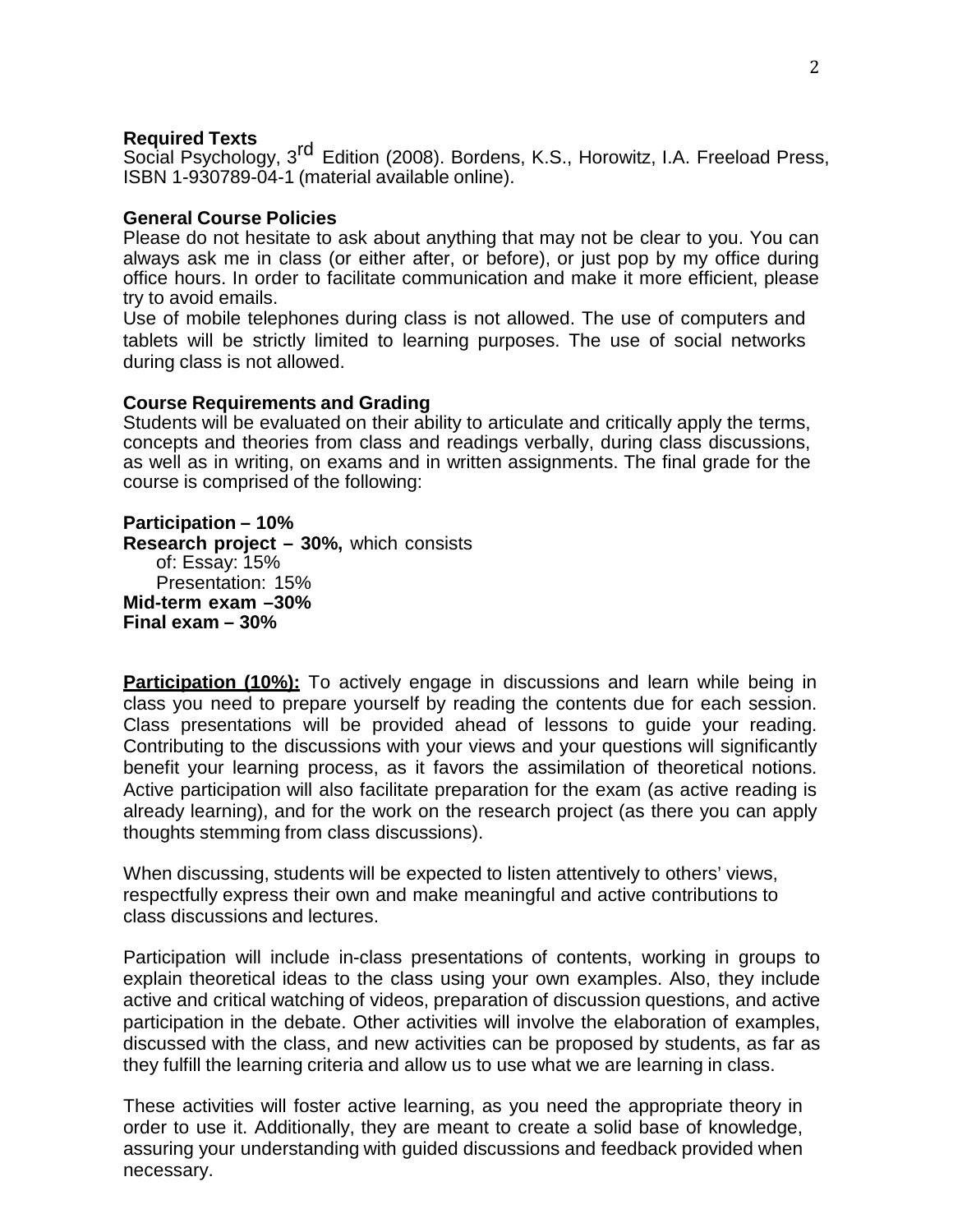**Required Texts**
Social Psychology, 3rd Edition (2008). Bordens, K.S., Horowitz, I.A. Freeload Press, ISBN 1-930789-04-1 (material available online).

**General Course Policies**
Please do not hesitate to ask about anything that may not be clear to you. You can always ask me in class (or either after, or before), or just pop by my office during office hours. In order to facilitate communication and make it more efficient, please try to avoid emails.
Use of mobile telephones during class is not allowed. The use of computers and tablets will be strictly limited to learning purposes. The use of social networks during class is not allowed.

**Course Requirements and Grading**
Students will be evaluated on their ability to articulate and critically apply the terms, concepts and theories from class and readings verbally, during class discussions, as well as in writing, on exams and in written assignments. The final grade for the course is comprised of the following:

**Participation – 10%**
**Research project – 30%,** which consists of: Essay: 15%
Presentation: 15%
**Mid-term exam –30%**
**Final exam – 30%**

**Participation (10%):** To actively engage in discussions and learn while being in class you need to prepare yourself by reading the contents due for each session. Class presentations will be provided ahead of lessons to guide your reading. Contributing to the discussions with your views and your questions will significantly benefit your learning process, as it favors the assimilation of theoretical notions. Active participation will also facilitate preparation for the exam (as active reading is already learning), and for the work on the research project (as there you can apply thoughts stemming from class discussions).

When discussing, students will be expected to listen attentively to others' views, respectfully express their own and make meaningful and active contributions to class discussions and lectures.

Participation will include in-class presentations of contents, working in groups to explain theoretical ideas to the class using your own examples. Also, they include active and critical watching of videos, preparation of discussion questions, and active participation in the debate. Other activities will involve the elaboration of examples, discussed with the class, and new activities can be proposed by students, as far as they fulfill the learning criteria and allow us to use what we are learning in class.

These activities will foster active learning, as you need the appropriate theory in order to use it. Additionally, they are meant to create a solid base of knowledge, assuring your understanding with guided discussions and feedback provided when necessary.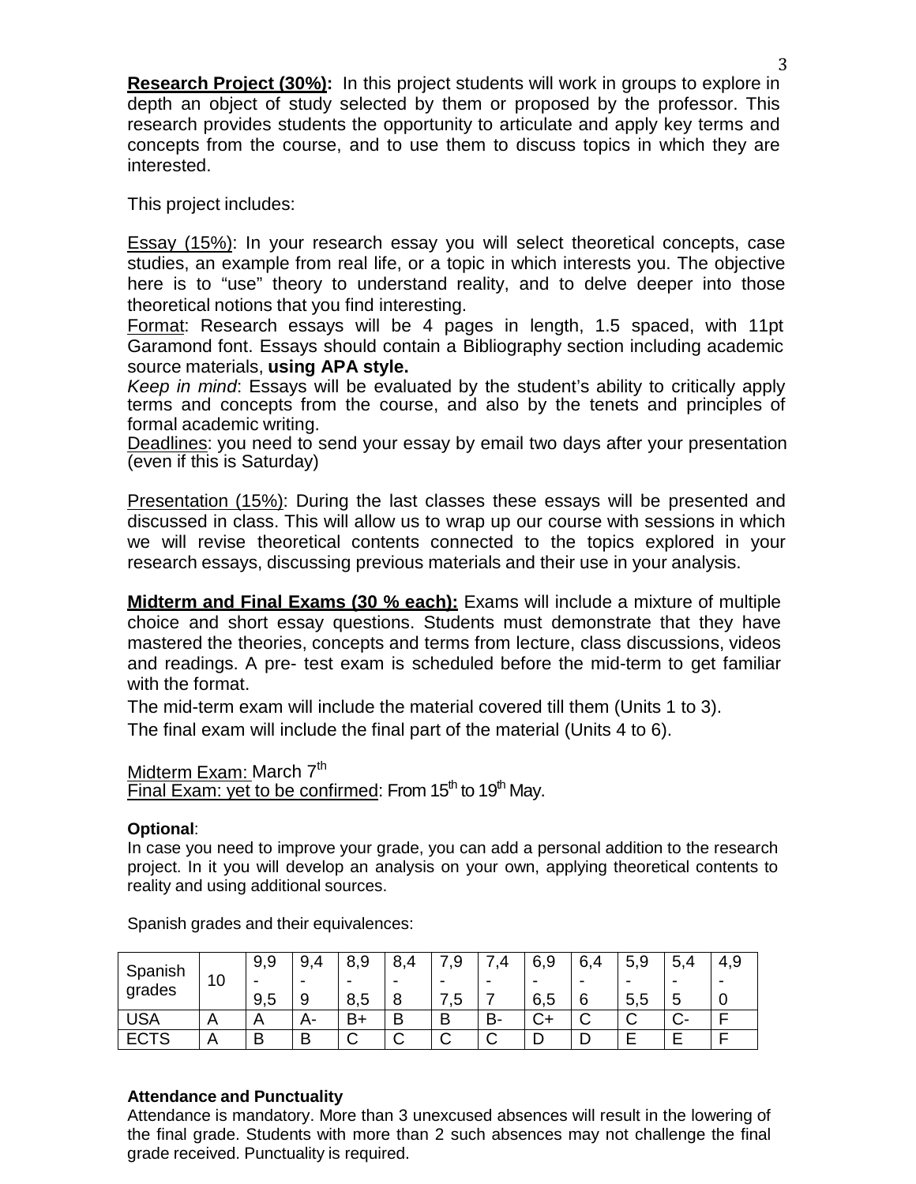**Research Project (30%):** In this project students will work in groups to explore in depth an object of study selected by them or proposed by the professor. This research provides students the opportunity to articulate and apply key terms and concepts from the course, and to use them to discuss topics in which they are interested.

This project includes:

Essay (15%): In your research essay you will select theoretical concepts, case studies, an example from real life, or a topic in which interests you. The objective here is to "use" theory to understand reality, and to delve deeper into those theoretical notions that you find interesting.
Format: Research essays will be 4 pages in length, 1.5 spaced, with 11pt Garamond font. Essays should contain a Bibliography section including academic source materials, **using APA style.**
*Keep in mind*: Essays will be evaluated by the student's ability to critically apply terms and concepts from the course, and also by the tenets and principles of formal academic writing.
Deadlines: you need to send your essay by email two days after your presentation (even if this is Saturday)

Presentation (15%): During the last classes these essays will be presented and discussed in class. This will allow us to wrap up our course with sessions in which we will revise theoretical contents connected to the topics explored in your research essays, discussing previous materials and their use in your analysis.

**Midterm and Final Exams (30 % each):** Exams will include a mixture of multiple choice and short essay questions. Students must demonstrate that they have mastered the theories, concepts and terms from lecture, class discussions, videos and readings. A pre- test exam is scheduled before the mid-term to get familiar with the format.

The mid-term exam will include the material covered till them (Units 1 to 3).

The final exam will include the final part of the material (Units 4 to 6).

Midterm Exam: March 7th
Final Exam: yet to be confirmed: From 15th to 19th May.

**Optional**:
In case you need to improve your grade, you can add a personal addition to the research project. In it you will develop an analysis on your own, applying theoretical contents to reality and using additional sources.

Spanish grades and their equivalences:

| Spanish grades | 10 | 9,9 - 9,5 | 9,4 - 9 | 8,9 - 8,5 | 8,4 - 8 | 7,9 - 7,5 | 7,4 - 7 | 6,9 - 6,5 | 6,4 - 6 | 5,9 - 5,5 | 5,4 - 5 | 4,9 - 0 |
|---|---|---|---|---|---|---|---|---|---|---|---|---|
| USA | A | A | A- | B+ | B | B | B- | C+ | C | C | C- | F |
| ECTS | A | B | B | C | C | C | C | D | D | E | E | F |

**Attendance and Punctuality**
Attendance is mandatory. More than 3 unexcused absences will result in the lowering of the final grade. Students with more than 2 such absences may not challenge the final grade received. Punctuality is required.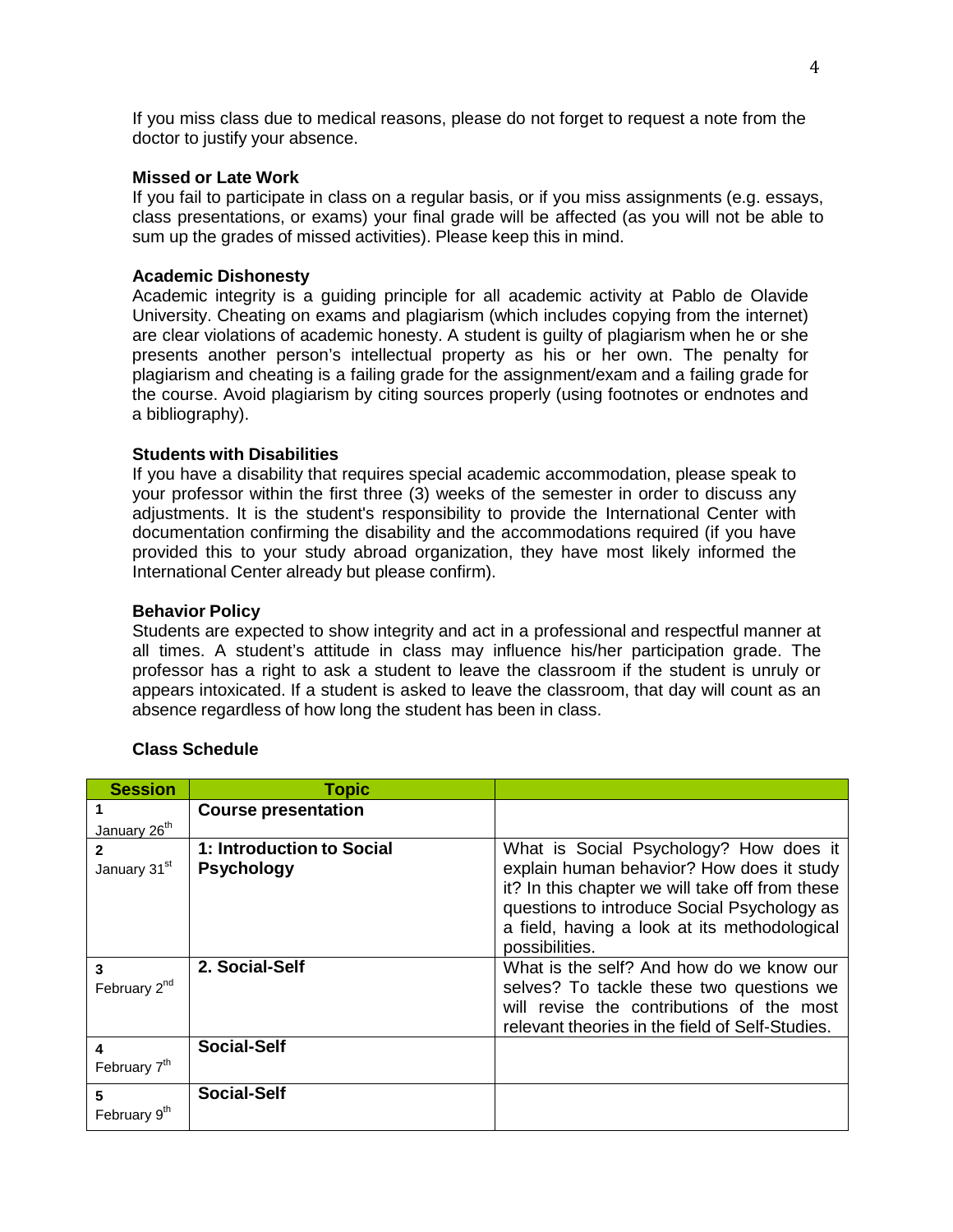If you miss class due to medical reasons, please do not forget to request a note from the doctor to justify your absence.

**Missed or Late Work**

If you fail to participate in class on a regular basis, or if you miss assignments (e.g. essays, class presentations, or exams) your final grade will be affected (as you will not be able to sum up the grades of missed activities). Please keep this in mind.

**Academic Dishonesty**

Academic integrity is a guiding principle for all academic activity at Pablo de Olavide University. Cheating on exams and plagiarism (which includes copying from the internet) are clear violations of academic honesty. A student is guilty of plagiarism when he or she presents another person's intellectual property as his or her own. The penalty for plagiarism and cheating is a failing grade for the assignment/exam and a failing grade for the course. Avoid plagiarism by citing sources properly (using footnotes or endnotes and a bibliography).

**Students with Disabilities**

If you have a disability that requires special academic accommodation, please speak to your professor within the first three (3) weeks of the semester in order to discuss any adjustments. It is the student's responsibility to provide the International Center with documentation confirming the disability and the accommodations required (if you have provided this to your study abroad organization, they have most likely informed the International Center already but please confirm).

**Behavior Policy**

Students are expected to show integrity and act in a professional and respectful manner at all times. A student's attitude in class may influence his/her participation grade. The professor has a right to ask a student to leave the classroom if the student is unruly or appears intoxicated. If a student is asked to leave the classroom, that day will count as an absence regardless of how long the student has been in class.

**Class Schedule**

| Session | Topic | |
|---|---|---|
| **1** January 26th | **Course presentation** | |
| **2** January 31st | **1: Introduction to Social Psychology** | What is Social Psychology? How does it explain human behavior? How does it study it? In this chapter we will take off from these questions to introduce Social Psychology as a field, having a look at its methodological possibilities. |
| **3** February 2nd | **2. Social-Self** | What is the self? And how do we know our selves? To tackle these two questions we will revise the contributions of the most relevant theories in the field of Self-Studies. |
| **4** February 7th | **Social-Self** | |
| **5** February 9th | **Social-Self** | |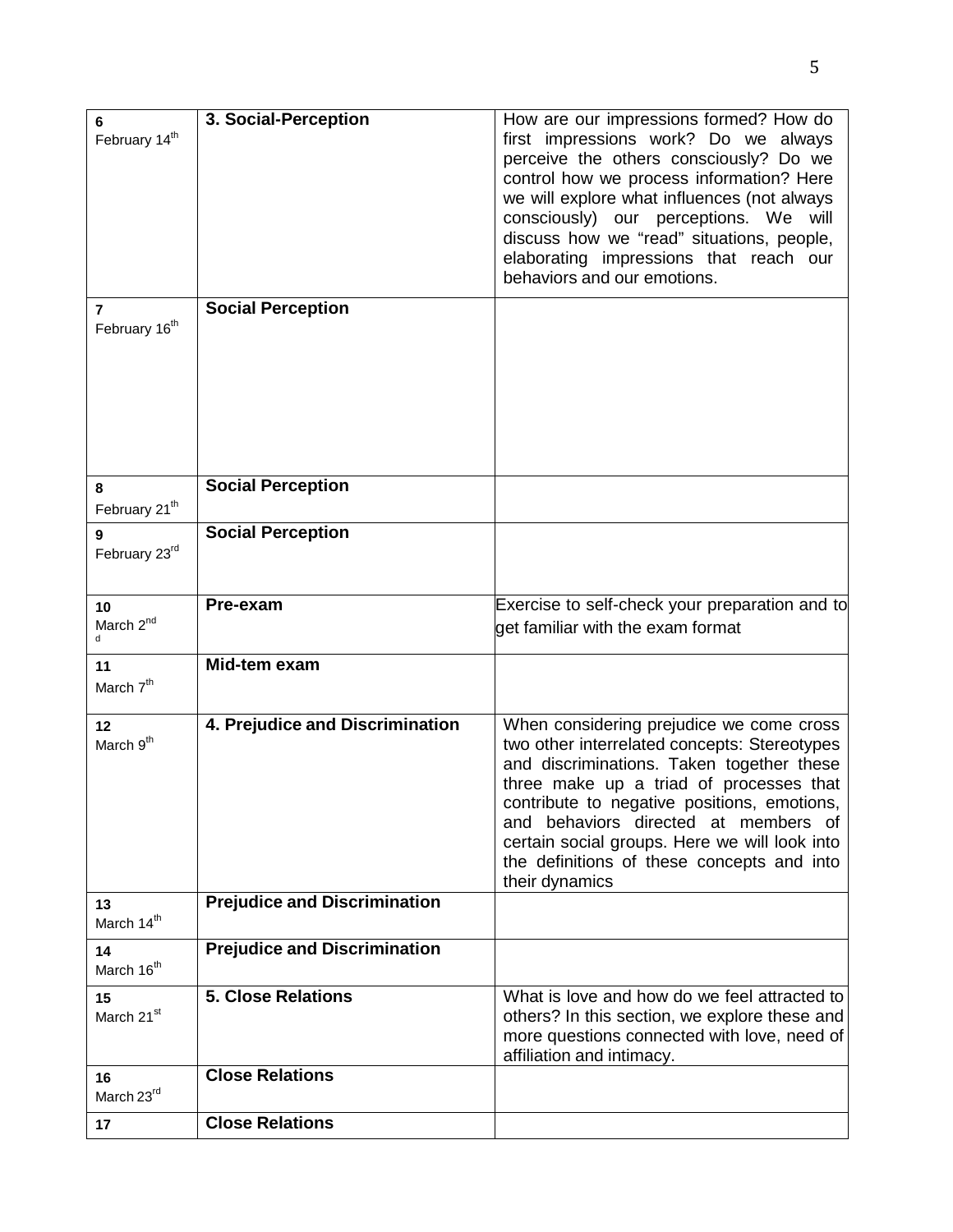| | | |
|---|---|---|
| **6** February 14th | **3. Social-Perception** | How are our impressions formed? How do first impressions work? Do we always perceive the others consciously? Do we control how we process information? Here we will explore what influences (not always consciously) our perceptions. We will discuss how we "read" situations, people, elaborating impressions that reach our behaviors and our emotions. |
| **7** February 16th | **Social Perception** | |
| **8** February 21st | **Social Perception** | |
| **9** February 23rd | **Social Perception** | |
| **10** March 2nd d | **Pre-exam** | Exercise to self-check your preparation and to get familiar with the exam format |
| **11** March 7th | **Mid-tem exam** | |
| **12** March 9th | **4. Prejudice and Discrimination** | When considering prejudice we come cross two other interrelated concepts: Stereotypes and discriminations. Taken together these three make up a triad of processes that contribute to negative positions, emotions, and behaviors directed at members of certain social groups. Here we will look into the definitions of these concepts and into their dynamics |
| **13** March 14th | **Prejudice and Discrimination** | |
| **14** March 16th | **Prejudice and Discrimination** | |
| **15** March 21st | **5. Close Relations** | What is love and how do we feel attracted to others? In this section, we explore these and more questions connected with love, need of affiliation and intimacy. |
| **16** March 23rd | **Close Relations** | |
| **17** | **Close Relations** | |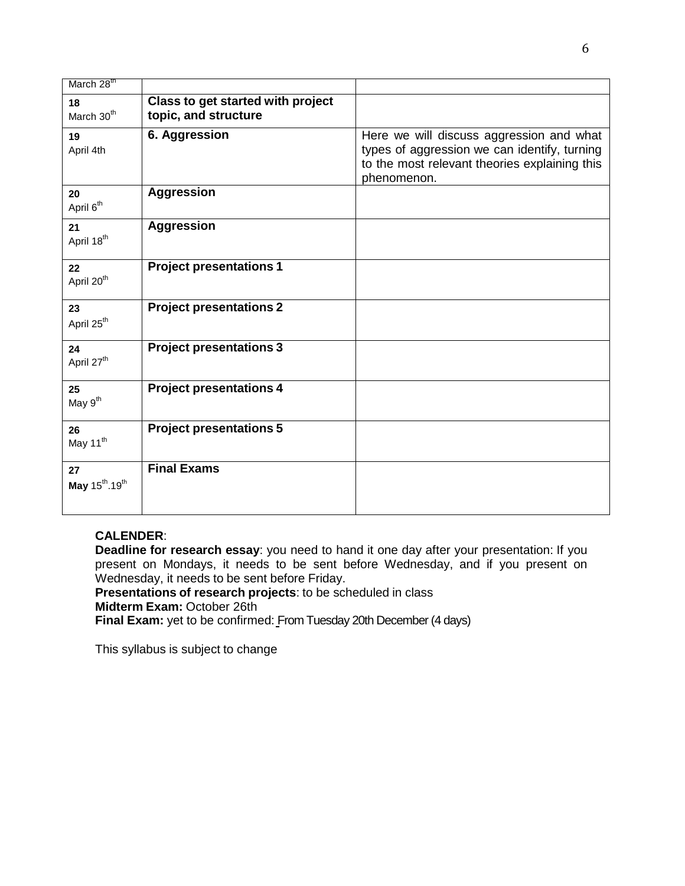| | | |
|---|---|---|
| March 28th | | |
| **18** March 30th | **Class to get started with project topic, and structure** | |
| **19** April 4th | **6. Aggression** | Here we will discuss aggression and what types of aggression we can identify, turning to the most relevant theories explaining this phenomenon. |
| **20** April 6th | **Aggression** | |
| **21** April 18th | **Aggression** | |
| **22** April 20th | **Project presentations 1** | |
| **23** April 25th | **Project presentations 2** | |
| **24** April 27th | **Project presentations 3** | |
| **25** May 9th | **Project presentations 4** | |
| **26** May 11th | **Project presentations 5** | |
| **27** **May** 15th.19th | **Final Exams** | |

**CALENDER**:
**Deadline for research essay**: you need to hand it one day after your presentation: If you present on Mondays, it needs to be sent before Wednesday, and if you present on Wednesday, it needs to be sent before Friday.
**Presentations of research projects**: to be scheduled in class
**Midterm Exam:** October 26th
**Final Exam:** yet to be confirmed: From Tuesday 20th December (4 days)

This syllabus is subject to change